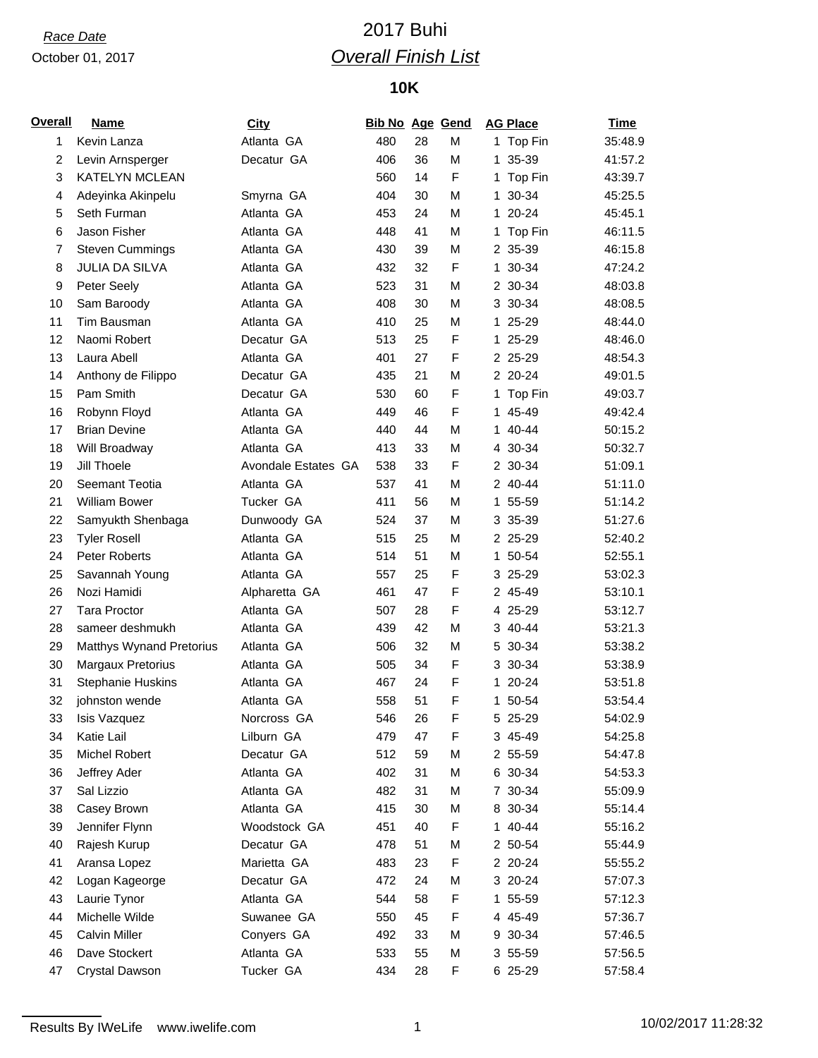*Race Date*

October 01, 2017

# 2017 Buhi

## *Overall Finish List*

### 10K

| Overall | Name | City | Bib No | Age | Gend | AG Place | Time |
|---|---|---|---|---|---|---|---|
| 1 | Kevin Lanza | Atlanta GA | 480 | 28 | M | 1 Top Fin | 35:48.9 |
| 2 | Levin Arnsperger | Decatur GA | 406 | 36 | M | 1 35-39 | 41:57.2 |
| 3 | KATELYN MCLEAN | | 560 | 14 | F | 1 Top Fin | 43:39.7 |
| 4 | Adeyinka Akinpelu | Smyrna GA | 404 | 30 | M | 1 30-34 | 45:25.5 |
| 5 | Seth Furman | Atlanta GA | 453 | 24 | M | 1 20-24 | 45:45.1 |
| 6 | Jason Fisher | Atlanta GA | 448 | 41 | M | 1 Top Fin | 46:11.5 |
| 7 | Steven Cummings | Atlanta GA | 430 | 39 | M | 2 35-39 | 46:15.8 |
| 8 | JULIA DA SILVA | Atlanta GA | 432 | 32 | F | 1 30-34 | 47:24.2 |
| 9 | Peter Seely | Atlanta GA | 523 | 31 | M | 2 30-34 | 48:03.8 |
| 10 | Sam Baroody | Atlanta GA | 408 | 30 | M | 3 30-34 | 48:08.5 |
| 11 | Tim Bausman | Atlanta GA | 410 | 25 | M | 1 25-29 | 48:44.0 |
| 12 | Naomi Robert | Decatur GA | 513 | 25 | F | 1 25-29 | 48:46.0 |
| 13 | Laura Abell | Atlanta GA | 401 | 27 | F | 2 25-29 | 48:54.3 |
| 14 | Anthony de Filippo | Decatur GA | 435 | 21 | M | 2 20-24 | 49:01.5 |
| 15 | Pam Smith | Decatur GA | 530 | 60 | F | 1 Top Fin | 49:03.7 |
| 16 | Robynn Floyd | Atlanta GA | 449 | 46 | F | 1 45-49 | 49:42.4 |
| 17 | Brian Devine | Atlanta GA | 440 | 44 | M | 1 40-44 | 50:15.2 |
| 18 | Will Broadway | Atlanta GA | 413 | 33 | M | 4 30-34 | 50:32.7 |
| 19 | Jill Thoele | Avondale Estates GA | 538 | 33 | F | 2 30-34 | 51:09.1 |
| 20 | Seemant Teotia | Atlanta GA | 537 | 41 | M | 2 40-44 | 51:11.0 |
| 21 | William Bower | Tucker GA | 411 | 56 | M | 1 55-59 | 51:14.2 |
| 22 | Samyukth Shenbaga | Dunwoody GA | 524 | 37 | M | 3 35-39 | 51:27.6 |
| 23 | Tyler Rosell | Atlanta GA | 515 | 25 | M | 2 25-29 | 52:40.2 |
| 24 | Peter Roberts | Atlanta GA | 514 | 51 | M | 1 50-54 | 52:55.1 |
| 25 | Savannah Young | Atlanta GA | 557 | 25 | F | 3 25-29 | 53:02.3 |
| 26 | Nozi Hamidi | Alpharetta GA | 461 | 47 | F | 2 45-49 | 53:10.1 |
| 27 | Tara Proctor | Atlanta GA | 507 | 28 | F | 4 25-29 | 53:12.7 |
| 28 | sameer deshmukh | Atlanta GA | 439 | 42 | M | 3 40-44 | 53:21.3 |
| 29 | Matthys Wynand Pretorius | Atlanta GA | 506 | 32 | M | 5 30-34 | 53:38.2 |
| 30 | Margaux Pretorius | Atlanta GA | 505 | 34 | F | 3 30-34 | 53:38.9 |
| 31 | Stephanie Huskins | Atlanta GA | 467 | 24 | F | 1 20-24 | 53:51.8 |
| 32 | johnston wende | Atlanta GA | 558 | 51 | F | 1 50-54 | 53:54.4 |
| 33 | Isis Vazquez | Norcross GA | 546 | 26 | F | 5 25-29 | 54:02.9 |
| 34 | Katie Lail | Lilburn GA | 479 | 47 | F | 3 45-49 | 54:25.8 |
| 35 | Michel Robert | Decatur GA | 512 | 59 | M | 2 55-59 | 54:47.8 |
| 36 | Jeffrey Ader | Atlanta GA | 402 | 31 | M | 6 30-34 | 54:53.3 |
| 37 | Sal Lizzio | Atlanta GA | 482 | 31 | M | 7 30-34 | 55:09.9 |
| 38 | Casey Brown | Atlanta GA | 415 | 30 | M | 8 30-34 | 55:14.4 |
| 39 | Jennifer Flynn | Woodstock GA | 451 | 40 | F | 1 40-44 | 55:16.2 |
| 40 | Rajesh Kurup | Decatur GA | 478 | 51 | M | 2 50-54 | 55:44.9 |
| 41 | Aransa Lopez | Marietta GA | 483 | 23 | F | 2 20-24 | 55:55.2 |
| 42 | Logan Kageorge | Decatur GA | 472 | 24 | M | 3 20-24 | 57:07.3 |
| 43 | Laurie Tynor | Atlanta GA | 544 | 58 | F | 1 55-59 | 57:12.3 |
| 44 | Michelle Wilde | Suwanee GA | 550 | 45 | F | 4 45-49 | 57:36.7 |
| 45 | Calvin Miller | Conyers GA | 492 | 33 | M | 9 30-34 | 57:46.5 |
| 46 | Dave Stockert | Atlanta GA | 533 | 55 | M | 3 55-59 | 57:56.5 |
| 47 | Crystal Dawson | Tucker GA | 434 | 28 | F | 6 25-29 | 57:58.4 |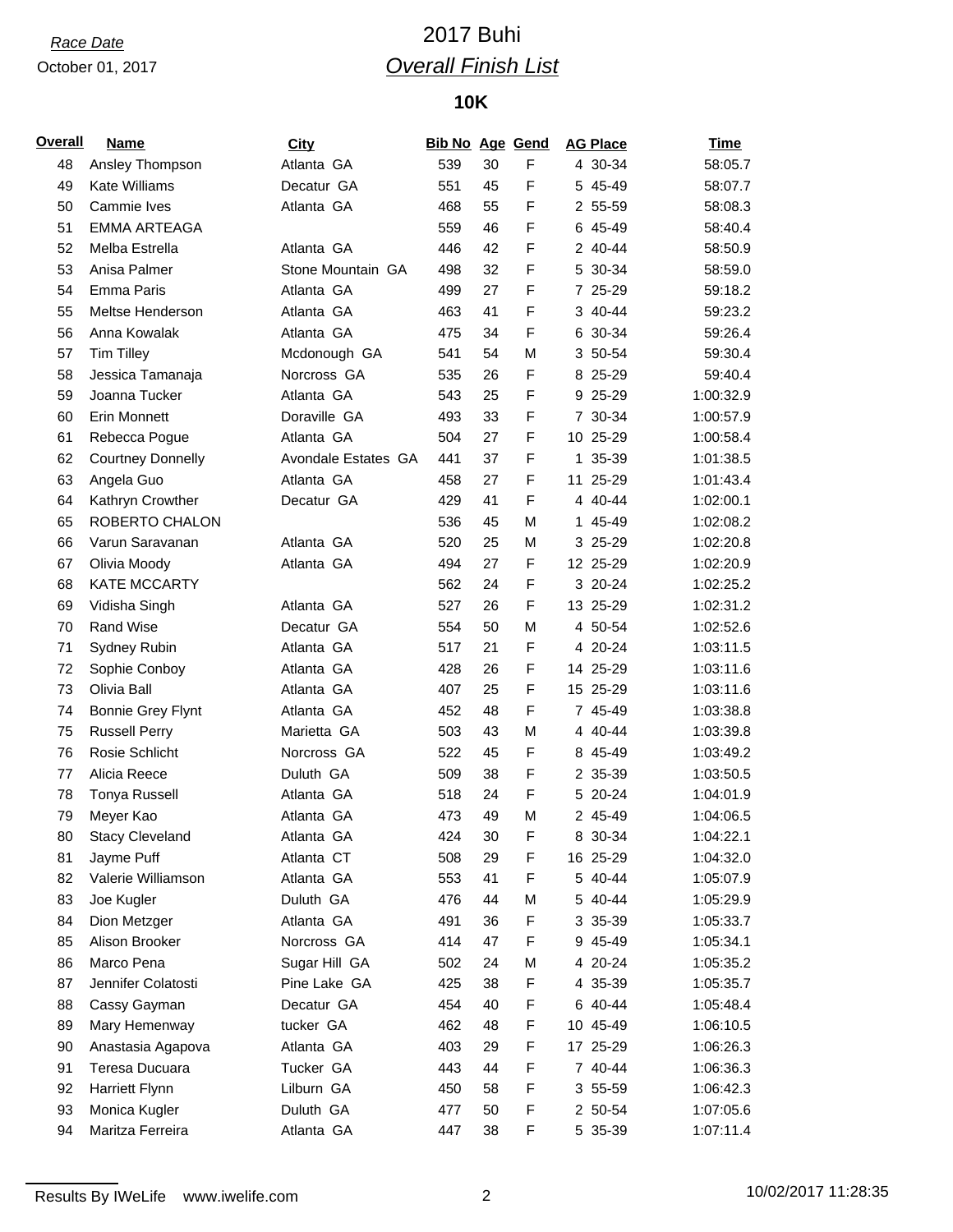*Race Date*

October 01, 2017

# 2017 Buhi

## *Overall Finish List*

### 10K

| Overall | Name | City | Bib No | Age | Gend | AG Place | Time |
|---|---|---|---|---|---|---|---|
| 48 | Ansley Thompson | Atlanta GA | 539 | 30 | F | 4 30-34 | 58:05.7 |
| 49 | Kate Williams | Decatur GA | 551 | 45 | F | 5 45-49 | 58:07.7 |
| 50 | Cammie Ives | Atlanta GA | 468 | 55 | F | 2 55-59 | 58:08.3 |
| 51 | EMMA ARTEAGA | | 559 | 46 | F | 6 45-49 | 58:40.4 |
| 52 | Melba Estrella | Atlanta GA | 446 | 42 | F | 2 40-44 | 58:50.9 |
| 53 | Anisa Palmer | Stone Mountain GA | 498 | 32 | F | 5 30-34 | 58:59.0 |
| 54 | Emma Paris | Atlanta GA | 499 | 27 | F | 7 25-29 | 59:18.2 |
| 55 | Meltse Henderson | Atlanta GA | 463 | 41 | F | 3 40-44 | 59:23.2 |
| 56 | Anna Kowalak | Atlanta GA | 475 | 34 | F | 6 30-34 | 59:26.4 |
| 57 | Tim Tilley | Mcdonough GA | 541 | 54 | M | 3 50-54 | 59:30.4 |
| 58 | Jessica Tamanaja | Norcross GA | 535 | 26 | F | 8 25-29 | 59:40.4 |
| 59 | Joanna Tucker | Atlanta GA | 543 | 25 | F | 9 25-29 | 1:00:32.9 |
| 60 | Erin Monnett | Doraville GA | 493 | 33 | F | 7 30-34 | 1:00:57.9 |
| 61 | Rebecca Pogue | Atlanta GA | 504 | 27 | F | 10 25-29 | 1:00:58.4 |
| 62 | Courtney Donnelly | Avondale Estates GA | 441 | 37 | F | 1 35-39 | 1:01:38.5 |
| 63 | Angela Guo | Atlanta GA | 458 | 27 | F | 11 25-29 | 1:01:43.4 |
| 64 | Kathryn Crowther | Decatur GA | 429 | 41 | F | 4 40-44 | 1:02:00.1 |
| 65 | ROBERTO CHALON | | 536 | 45 | M | 1 45-49 | 1:02:08.2 |
| 66 | Varun Saravanan | Atlanta GA | 520 | 25 | M | 3 25-29 | 1:02:20.8 |
| 67 | Olivia Moody | Atlanta GA | 494 | 27 | F | 12 25-29 | 1:02:20.9 |
| 68 | KATE MCCARTY | | 562 | 24 | F | 3 20-24 | 1:02:25.2 |
| 69 | Vidisha Singh | Atlanta GA | 527 | 26 | F | 13 25-29 | 1:02:31.2 |
| 70 | Rand Wise | Decatur GA | 554 | 50 | M | 4 50-54 | 1:02:52.6 |
| 71 | Sydney Rubin | Atlanta GA | 517 | 21 | F | 4 20-24 | 1:03:11.5 |
| 72 | Sophie Conboy | Atlanta GA | 428 | 26 | F | 14 25-29 | 1:03:11.6 |
| 73 | Olivia Ball | Atlanta GA | 407 | 25 | F | 15 25-29 | 1:03:11.6 |
| 74 | Bonnie Grey Flynt | Atlanta GA | 452 | 48 | F | 7 45-49 | 1:03:38.8 |
| 75 | Russell Perry | Marietta GA | 503 | 43 | M | 4 40-44 | 1:03:39.8 |
| 76 | Rosie Schlicht | Norcross GA | 522 | 45 | F | 8 45-49 | 1:03:49.2 |
| 77 | Alicia Reece | Duluth GA | 509 | 38 | F | 2 35-39 | 1:03:50.5 |
| 78 | Tonya Russell | Atlanta GA | 518 | 24 | F | 5 20-24 | 1:04:01.9 |
| 79 | Meyer Kao | Atlanta GA | 473 | 49 | M | 2 45-49 | 1:04:06.5 |
| 80 | Stacy Cleveland | Atlanta GA | 424 | 30 | F | 8 30-34 | 1:04:22.1 |
| 81 | Jayme Puff | Atlanta CT | 508 | 29 | F | 16 25-29 | 1:04:32.0 |
| 82 | Valerie Williamson | Atlanta GA | 553 | 41 | F | 5 40-44 | 1:05:07.9 |
| 83 | Joe Kugler | Duluth GA | 476 | 44 | M | 5 40-44 | 1:05:29.9 |
| 84 | Dion Metzger | Atlanta GA | 491 | 36 | F | 3 35-39 | 1:05:33.7 |
| 85 | Alison Brooker | Norcross GA | 414 | 47 | F | 9 45-49 | 1:05:34.1 |
| 86 | Marco Pena | Sugar Hill GA | 502 | 24 | M | 4 20-24 | 1:05:35.2 |
| 87 | Jennifer Colatosti | Pine Lake GA | 425 | 38 | F | 4 35-39 | 1:05:35.7 |
| 88 | Cassy Gayman | Decatur GA | 454 | 40 | F | 6 40-44 | 1:05:48.4 |
| 89 | Mary Hemenway | tucker GA | 462 | 48 | F | 10 45-49 | 1:06:10.5 |
| 90 | Anastasia Agapova | Atlanta GA | 403 | 29 | F | 17 25-29 | 1:06:26.3 |
| 91 | Teresa Ducuara | Tucker GA | 443 | 44 | F | 7 40-44 | 1:06:36.3 |
| 92 | Harriett Flynn | Lilburn GA | 450 | 58 | F | 3 55-59 | 1:06:42.3 |
| 93 | Monica Kugler | Duluth GA | 477 | 50 | F | 2 50-54 | 1:07:05.6 |
| 94 | Maritza Ferreira | Atlanta GA | 447 | 38 | F | 5 35-39 | 1:07:11.4 |

Results By IWeLife www.iwelife.com 10/02/2017 11:28:35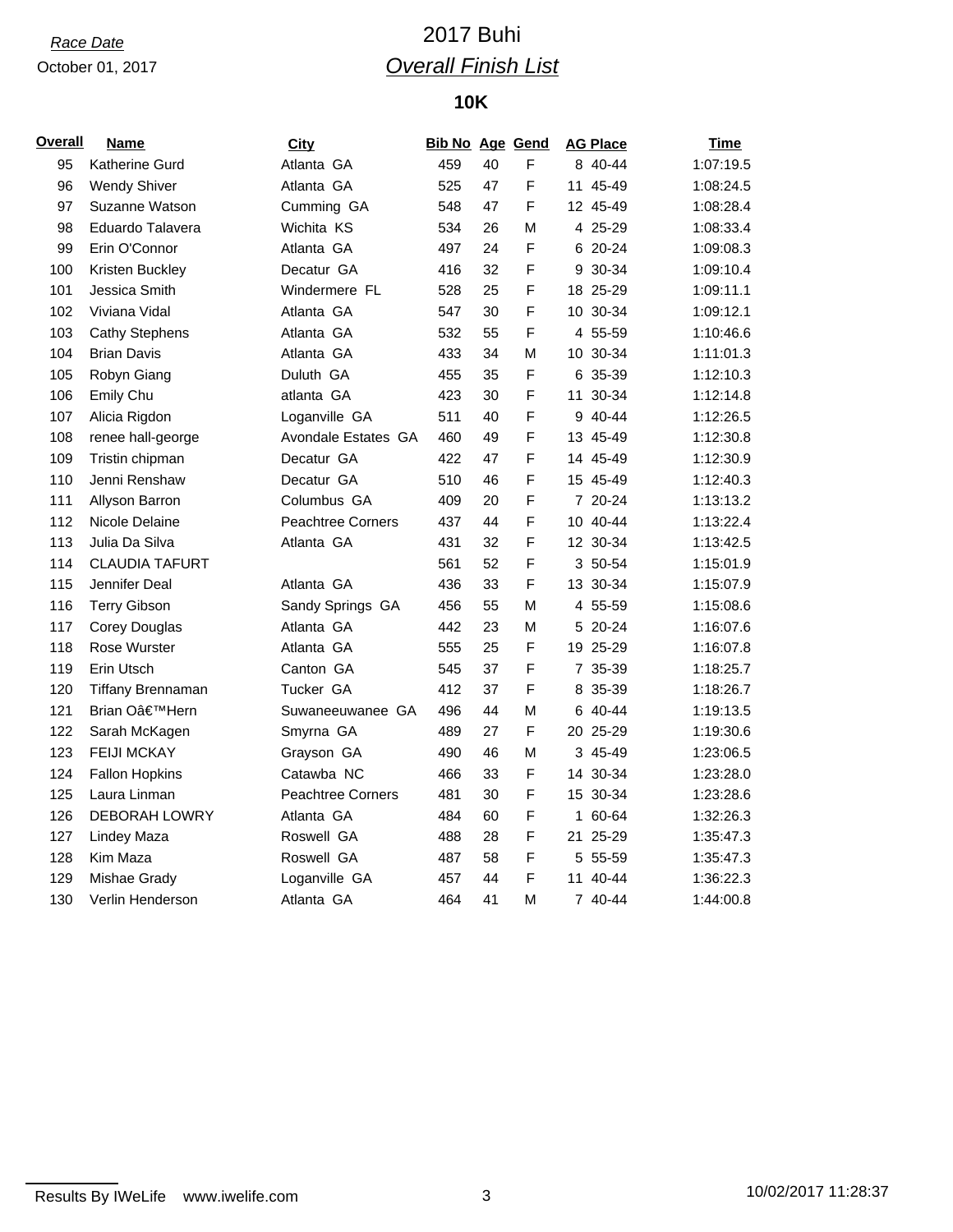*Race Date*

October 01, 2017

# 2017 Buhi

## *Overall Finish List*

### 10K

| Overall | Name | City | Bib No | Age | Gend | AG Place | Time |
|---|---|---|---|---|---|---|---|
| 95 | Katherine Gurd | Atlanta GA | 459 | 40 | F | 8 40-44 | 1:07:19.5 |
| 96 | Wendy Shiver | Atlanta GA | 525 | 47 | F | 11 45-49 | 1:08:24.5 |
| 97 | Suzanne Watson | Cumming GA | 548 | 47 | F | 12 45-49 | 1:08:28.4 |
| 98 | Eduardo Talavera | Wichita KS | 534 | 26 | M | 4 25-29 | 1:08:33.4 |
| 99 | Erin O'Connor | Atlanta GA | 497 | 24 | F | 6 20-24 | 1:09:08.3 |
| 100 | Kristen Buckley | Decatur GA | 416 | 32 | F | 9 30-34 | 1:09:10.4 |
| 101 | Jessica Smith | Windermere FL | 528 | 25 | F | 18 25-29 | 1:09:11.1 |
| 102 | Viviana Vidal | Atlanta GA | 547 | 30 | F | 10 30-34 | 1:09:12.1 |
| 103 | Cathy Stephens | Atlanta GA | 532 | 55 | F | 4 55-59 | 1:10:46.6 |
| 104 | Brian Davis | Atlanta GA | 433 | 34 | M | 10 30-34 | 1:11:01.3 |
| 105 | Robyn Giang | Duluth GA | 455 | 35 | F | 6 35-39 | 1:12:10.3 |
| 106 | Emily Chu | atlanta GA | 423 | 30 | F | 11 30-34 | 1:12:14.8 |
| 107 | Alicia Rigdon | Loganville GA | 511 | 40 | F | 9 40-44 | 1:12:26.5 |
| 108 | renee hall-george | Avondale Estates GA | 460 | 49 | F | 13 45-49 | 1:12:30.8 |
| 109 | Tristin chipman | Decatur GA | 422 | 47 | F | 14 45-49 | 1:12:30.9 |
| 110 | Jenni Renshaw | Decatur GA | 510 | 46 | F | 15 45-49 | 1:12:40.3 |
| 111 | Allyson Barron | Columbus GA | 409 | 20 | F | 7 20-24 | 1:13:13.2 |
| 112 | Nicole Delaine | Peachtree Corners | 437 | 44 | F | 10 40-44 | 1:13:22.4 |
| 113 | Julia Da Silva | Atlanta GA | 431 | 32 | F | 12 30-34 | 1:13:42.5 |
| 114 | CLAUDIA TAFURT | | 561 | 52 | F | 3 50-54 | 1:15:01.9 |
| 115 | Jennifer Deal | Atlanta GA | 436 | 33 | F | 13 30-34 | 1:15:07.9 |
| 116 | Terry Gibson | Sandy Springs GA | 456 | 55 | M | 4 55-59 | 1:15:08.6 |
| 117 | Corey Douglas | Atlanta GA | 442 | 23 | M | 5 20-24 | 1:16:07.6 |
| 118 | Rose Wurster | Atlanta GA | 555 | 25 | F | 19 25-29 | 1:16:07.8 |
| 119 | Erin Utsch | Canton GA | 545 | 37 | F | 7 35-39 | 1:18:25.7 |
| 120 | Tiffany Brennaman | Tucker GA | 412 | 37 | F | 8 35-39 | 1:18:26.7 |
| 121 | Brian Oâ€™Hern | Suwaneeuwanee GA | 496 | 44 | M | 6 40-44 | 1:19:13.5 |
| 122 | Sarah McKagen | Smyrna GA | 489 | 27 | F | 20 25-29 | 1:19:30.6 |
| 123 | FEIJI MCKAY | Grayson GA | 490 | 46 | M | 3 45-49 | 1:23:06.5 |
| 124 | Fallon Hopkins | Catawba NC | 466 | 33 | F | 14 30-34 | 1:23:28.0 |
| 125 | Laura Linman | Peachtree Corners | 481 | 30 | F | 15 30-34 | 1:23:28.6 |
| 126 | DEBORAH LOWRY | Atlanta GA | 484 | 60 | F | 1 60-64 | 1:32:26.3 |
| 127 | Lindey Maza | Roswell GA | 488 | 28 | F | 21 25-29 | 1:35:47.3 |
| 128 | Kim Maza | Roswell GA | 487 | 58 | F | 5 55-59 | 1:35:47.3 |
| 129 | Mishae Grady | Loganville GA | 457 | 44 | F | 11 40-44 | 1:36:22.3 |
| 130 | Verlin Henderson | Atlanta GA | 464 | 41 | M | 7 40-44 | 1:44:00.8 |

Results By IWeLife www.iwelife.com 10/02/2017 11:28:37